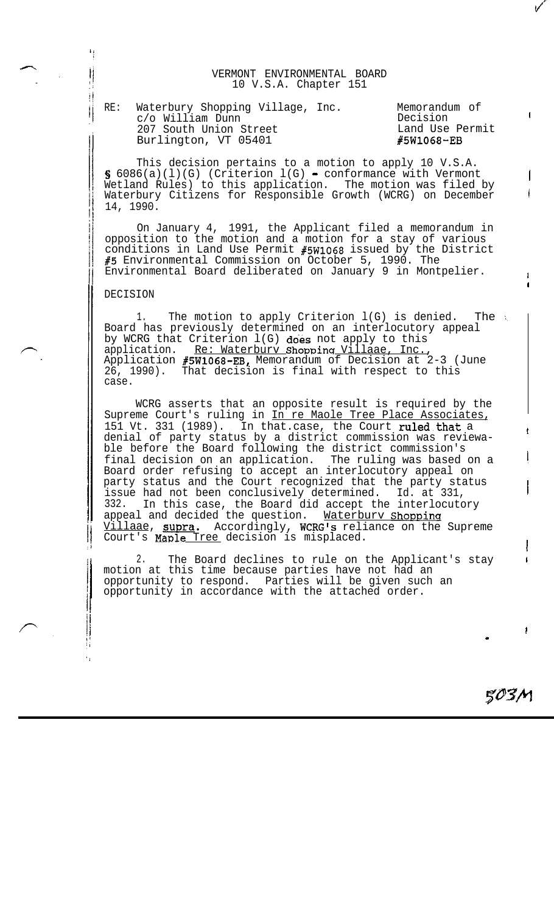VERMONT ENVIRONMENTAL BOARD
10 V.S.A. Chapter 151

RE: Waterbury Shopping Village, Inc.
c/o William Dunn
207 South Union Street
Burlington, VT 05401

Memorandum of Decision
Land Use Permit #5W1068-EB

This decision pertains to a motion to apply 10 V.S.A. § 6086(a)(1)(G) (Criterion 1(G) - conformance with Vermont Wetland Rules) to this application. The motion was filed by Waterbury Citizens for Responsible Growth (WCRG) on December 14, 1990.

On January 4, 1991, the Applicant filed a memorandum in opposition to the motion and a motion for a stay of various conditions in Land Use Permit #5W1068 issued by the District #5 Environmental Commission on October 5, 1990. The Environmental Board deliberated on January 9 in Montpelier.

DECISION

1. The motion to apply Criterion 1(G) is denied. The Board has previously determined on an interlocutory appeal by WCRG that Criterion 1(G) does not apply to this application. Re: Waterbury Shopping Village, Inc., Application #5W1068-EB, Memorandum of Decision at 2-3 (June 26, 1990). That decision is final with respect to this case.

WCRG asserts that an opposite result is required by the Supreme Court's ruling in In re Maple Tree Place Associates, 151 Vt. 331 (1989). In that case, the Court ruled that a denial of party status by a district commission was reviewable before the Board following the district commission's final decision on an application. The ruling was based on a Board order refusing to accept an interlocutory appeal on party status and the Court recognized that the party status issue had not been conclusively determined. Id. at 331, 332. In this case, the Board did accept the interlocutory appeal and decided the question. Waterbury Shopping Village, supra. Accordingly, WCRG's reliance on the Supreme Court's Maple Tree decision is misplaced.

2. The Board declines to rule on the Applicant's stay motion at this time because parties have not had an opportunity to respond. Parties will be given such an opportunity in accordance with the attached order.

503M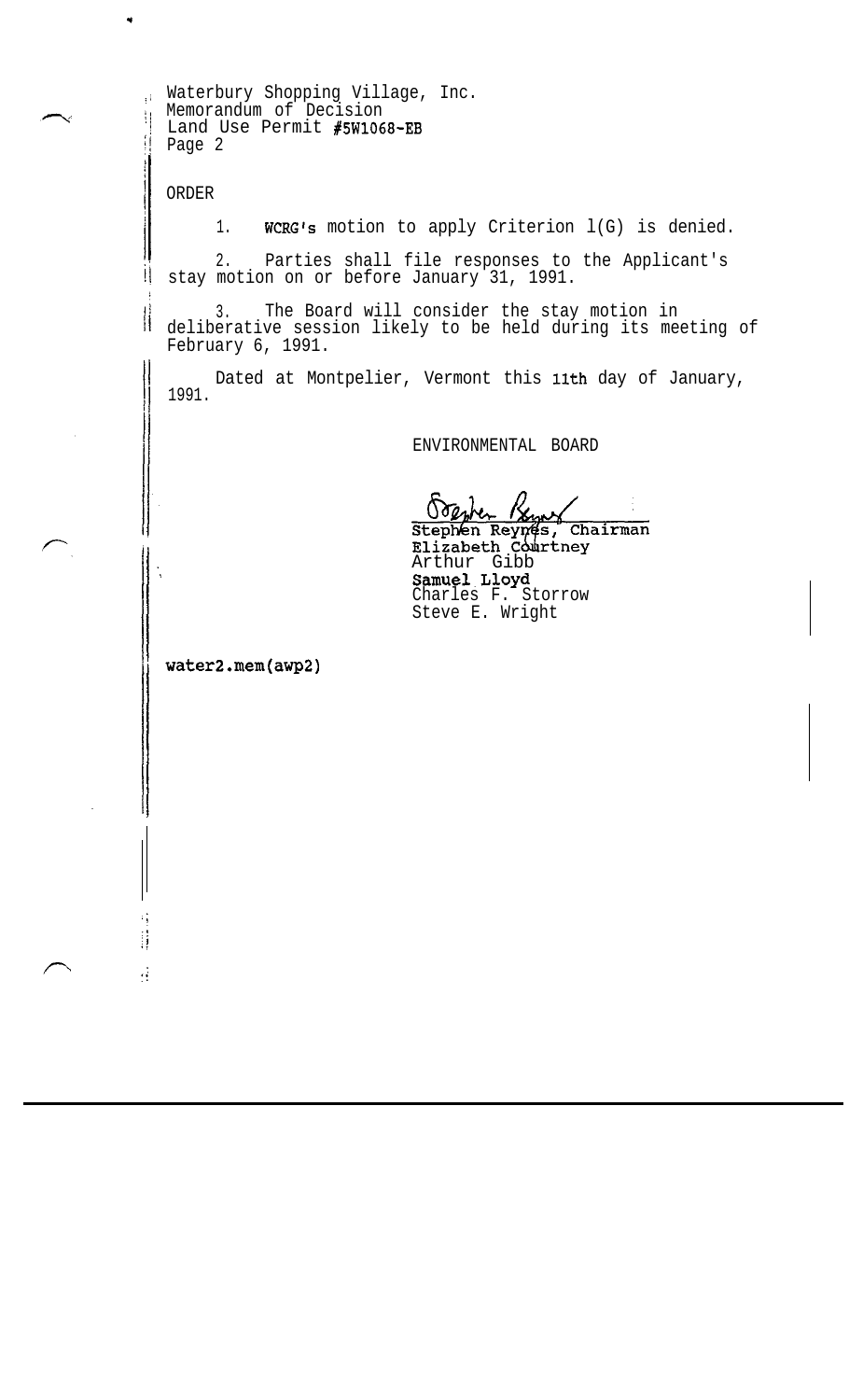ORDER

1. WCRG's motion to apply Criterion 1(G) is denied.

2. Parties shall file responses to the Applicant's stay motion on or before January 31, 1991.

3. The Board will consider the stay motion in deliberative session likely to be held during its meeting of February 6, 1991.

Dated at Montpelier, Vermont this 11th day of January, 1991.

ENVIRONMENTAL BOARD

Stephen Reynes, Chairman
Elizabeth Courtney
Arthur Gibb
Samuel Lloyd
Charles F. Storrow
Steve E. Wright

water2.mem(awp2)